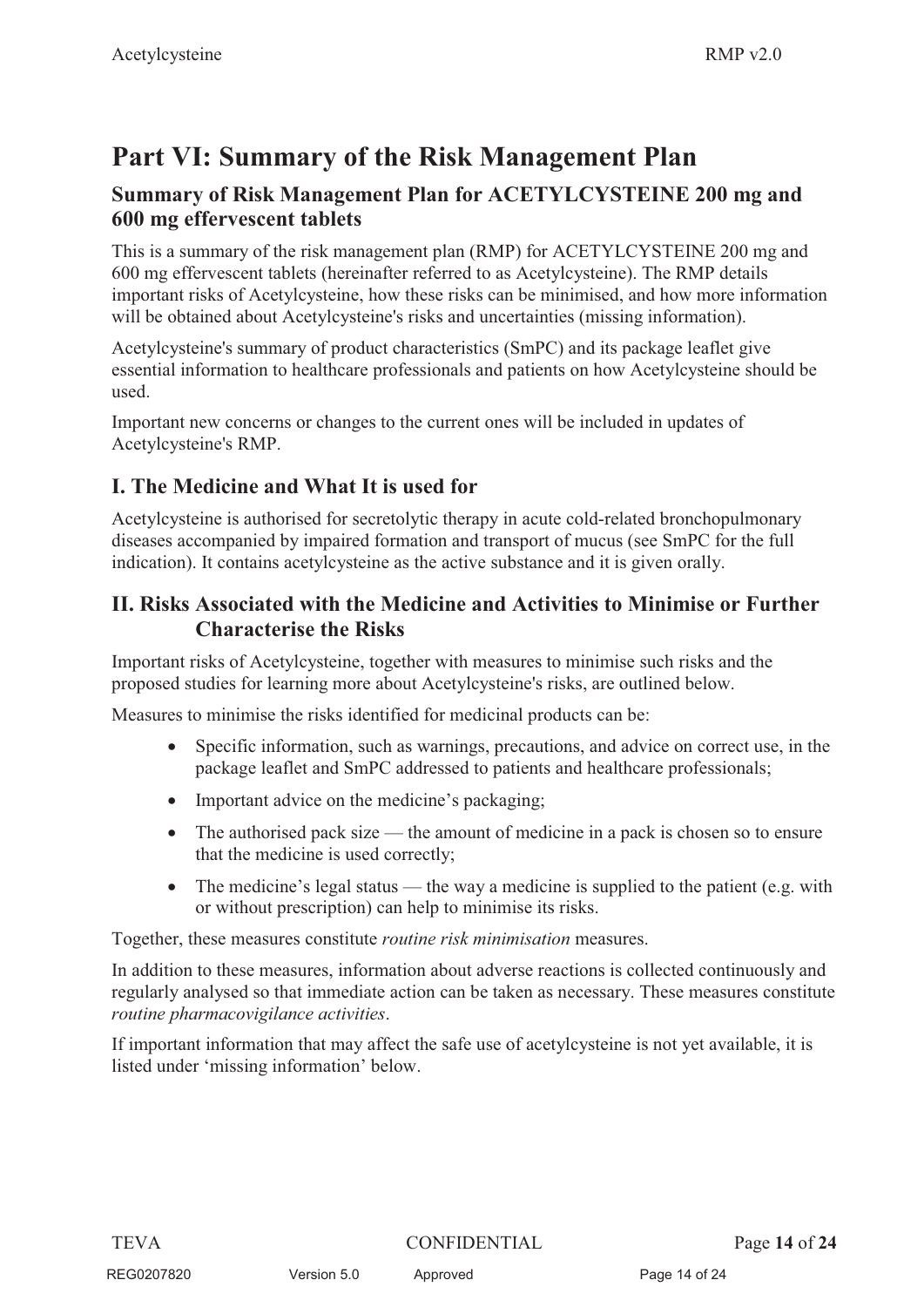# Part VI: Summary of the Risk Management Plan

## Summary of Risk Management Plan for ACETYLCYSTEINE 200 mg and 600 mg effervescent tablets

This is a summary of the risk management plan (RMP) for ACETYLCYSTEINE 200 mg and 600 mg effervescent tablets (hereinafter referred to as Acetylcysteine). The RMP details important risks of Acetylcysteine, how these risks can be minimised, and how more information will be obtained about Acetylcysteine's risks and uncertainties (missing information).

Acetylcysteine's summary of product characteristics (SmPC) and its package leaflet give essential information to healthcare professionals and patients on how Acetylcysteine should be used.

Important new concerns or changes to the current ones will be included in updates of Acetylcysteine's RMP.

## I. The Medicine and What It is used for

Acetylcysteine is authorised for secretolytic therapy in acute cold-related bronchopulmonary diseases accompanied by impaired formation and transport of mucus (see SmPC for the full indication). It contains acetylcysteine as the active substance and it is given orally.

## II. Risks Associated with the Medicine and Activities to Minimise or Further Characterise the Risks

Important risks of Acetylcysteine, together with measures to minimise such risks and the proposed studies for learning more about Acetylcysteine's risks, are outlined below.

Measures to minimise the risks identified for medicinal products can be:

- Specific information, such as warnings, precautions, and advice on correct use, in the package leaflet and SmPC addressed to patients and healthcare professionals;
- Important advice on the medicine's packaging;
- The authorised pack size — the amount of medicine in a pack is chosen so to ensure that the medicine is used correctly;
- The medicine's legal status — the way a medicine is supplied to the patient (e.g. with or without prescription) can help to minimise its risks.

Together, these measures constitute *routine risk minimisation* measures.

In addition to these measures, information about adverse reactions is collected continuously and regularly analysed so that immediate action can be taken as necessary. These measures constitute *routine pharmacovigilance activities*.

If important information that may affect the safe use of acetylcysteine is not yet available, it is listed under 'missing information' below.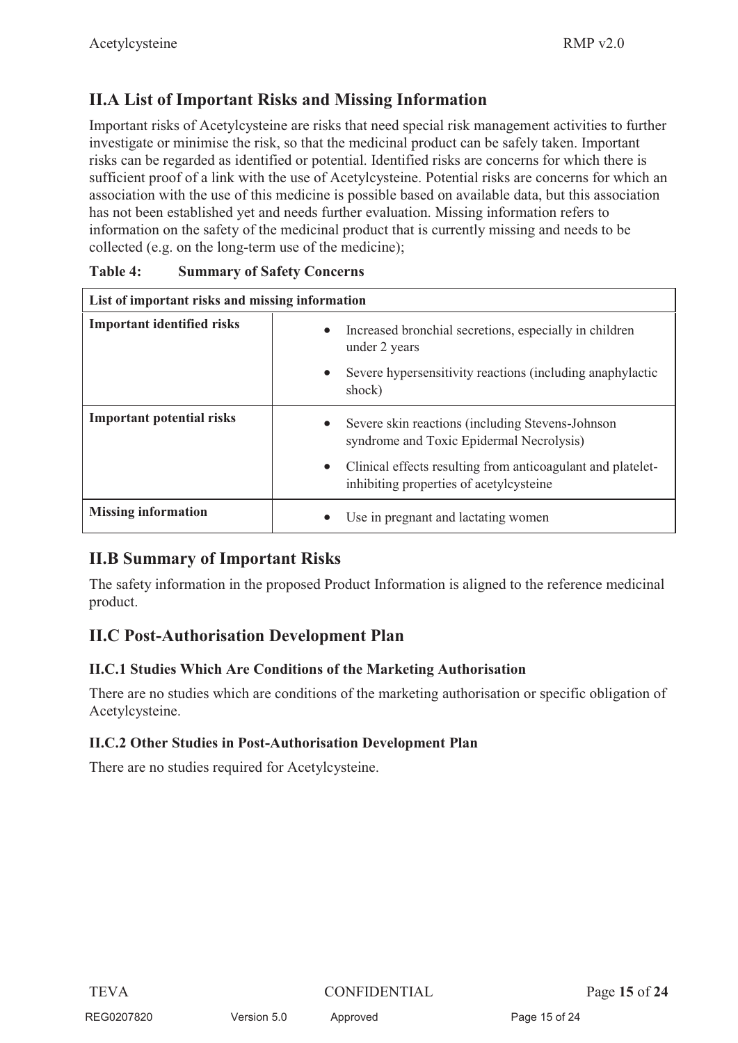## II.A List of Important Risks and Missing Information

Important risks of Acetylcysteine are risks that need special risk management activities to further investigate or minimise the risk, so that the medicinal product can be safely taken. Important risks can be regarded as identified or potential. Identified risks are concerns for which there is sufficient proof of a link with the use of Acetylcysteine. Potential risks are concerns for which an association with the use of this medicine is possible based on available data, but this association has not been established yet and needs further evaluation. Missing information refers to information on the safety of the medicinal product that is currently missing and needs to be collected (e.g. on the long-term use of the medicine);

**Table 4: Summary of Safety Concerns**

| List of important risks and missing information | |
|---|---|
| **Important identified risks** | • Increased bronchial secretions, especially in children under 2 years<br>• Severe hypersensitivity reactions (including anaphylactic shock) |
| **Important potential risks** | • Severe skin reactions (including Stevens-Johnson syndrome and Toxic Epidermal Necrolysis)<br>• Clinical effects resulting from anticoagulant and platelet-inhibiting properties of acetylcysteine |
| **Missing information** | • Use in pregnant and lactating women |

## II.B Summary of Important Risks

The safety information in the proposed Product Information is aligned to the reference medicinal product.

## II.C Post-Authorisation Development Plan

### II.C.1 Studies Which Are Conditions of the Marketing Authorisation

There are no studies which are conditions of the marketing authorisation or specific obligation of Acetylcysteine.

### II.C.2 Other Studies in Post-Authorisation Development Plan

There are no studies required for Acetylcysteine.